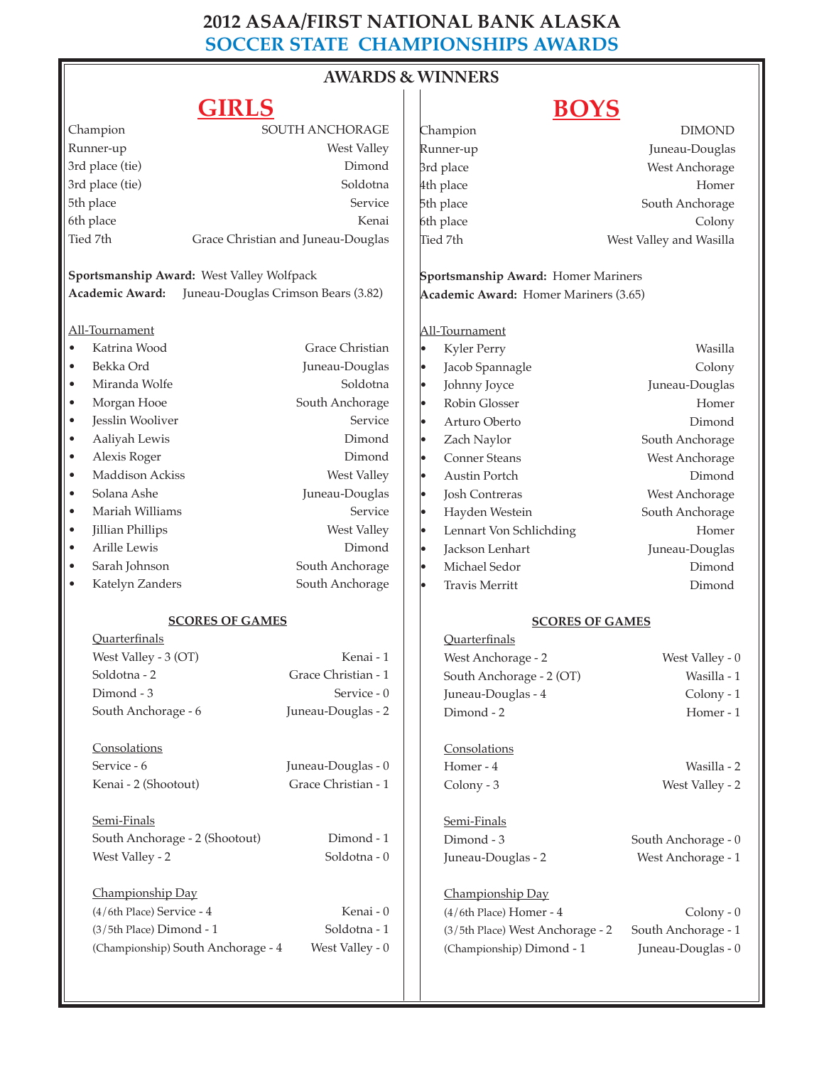# 2012 ASAA/FIRST NATIONAL BANK ALASKA
## SOCCER STATE CHAMPIONSHIPS AWARDS

### AWARDS & WINNERS

## GIRLS

| | |
|---|---|
| Champion | SOUTH ANCHORAGE |
| Runner-up | West Valley |
| 3rd place (tie) | Dimond |
| 3rd place (tie) | Soldotna |
| 5th place | Service |
| 6th place | Kenai |
| Tied 7th | Grace Christian and Juneau-Douglas |

**Sportsmanship Award:** West Valley Wolfpack
**Academic Award:** Juneau-Douglas Crimson Bears (3.82)

All-Tournament

| | |
|---|---|
| Katrina Wood | Grace Christian |
| Bekka Ord | Juneau-Douglas |
| Miranda Wolfe | Soldotna |
| Morgan Hooe | South Anchorage |
| Jesslin Wooliver | Service |
| Aaliyah Lewis | Dimond |
| Alexis Roger | Dimond |
| Maddison Ackiss | West Valley |
| Solana Ashe | Juneau-Douglas |
| Mariah Williams | Service |
| Jillian Phillips | West Valley |
| Arille Lewis | Dimond |
| Sarah Johnson | South Anchorage |
| Katelyn Zanders | South Anchorage |

**SCORES OF GAMES**

Quarterfinals

| | |
|---|---|
| West Valley - 3 (OT) | Kenai - 1 |
| Soldotna - 2 | Grace Christian - 1 |
| Dimond - 3 | Service - 0 |
| South Anchorage - 6 | Juneau-Douglas - 2 |

Consolations

| | |
|---|---|
| Service - 6 | Juneau-Douglas - 0 |
| Kenai - 2 (Shootout) | Grace Christian - 1 |

Semi-Finals

| | |
|---|---|
| South Anchorage - 2 (Shootout) | Dimond - 1 |
| West Valley - 2 | Soldotna - 0 |

Championship Day

| | |
|---|---|
| (4/6th Place) Service - 4 | Kenai - 0 |
| (3/5th Place) Dimond - 1 | Soldotna - 1 |
| (Championship) South Anchorage - 4 | West Valley - 0 |

## BOYS

| | |
|---|---|
| Champion | DIMOND |
| Runner-up | Juneau-Douglas |
| 3rd place | West Anchorage |
| 4th place | Homer |
| 5th place | South Anchorage |
| 6th place | Colony |
| Tied 7th | West Valley and Wasilla |

**Sportsmanship Award:** Homer Mariners
**Academic Award:** Homer Mariners (3.65)

All-Tournament

| | |
|---|---|
| Kyler Perry | Wasilla |
| Jacob Spannagle | Colony |
| Johnny Joyce | Juneau-Douglas |
| Robin Glosser | Homer |
| Arturo Oberto | Dimond |
| Zach Naylor | South Anchorage |
| Conner Steans | West Anchorage |
| Austin Portch | Dimond |
| Josh Contreras | West Anchorage |
| Hayden Westein | South Anchorage |
| Lennart Von Schlichding | Homer |
| Jackson Lenhart | Juneau-Douglas |
| Michael Sedor | Dimond |
| Travis Merritt | Dimond |

**SCORES OF GAMES**

Quarterfinals

| | |
|---|---|
| West Anchorage - 2 | West Valley - 0 |
| South Anchorage - 2 (OT) | Wasilla - 1 |
| Juneau-Douglas - 4 | Colony - 1 |
| Dimond - 2 | Homer - 1 |

Consolations

| | |
|---|---|
| Homer - 4 | Wasilla - 2 |
| Colony - 3 | West Valley - 2 |

Semi-Finals

| | |
|---|---|
| Dimond - 3 | South Anchorage - 0 |
| Juneau-Douglas - 2 | West Anchorage - 1 |

Championship Day

| | |
|---|---|
| (4/6th Place) Homer - 4 | Colony - 0 |
| (3/5th Place) West Anchorage - 2 | South Anchorage - 1 |
| (Championship) Dimond - 1 | Juneau-Douglas - 0 |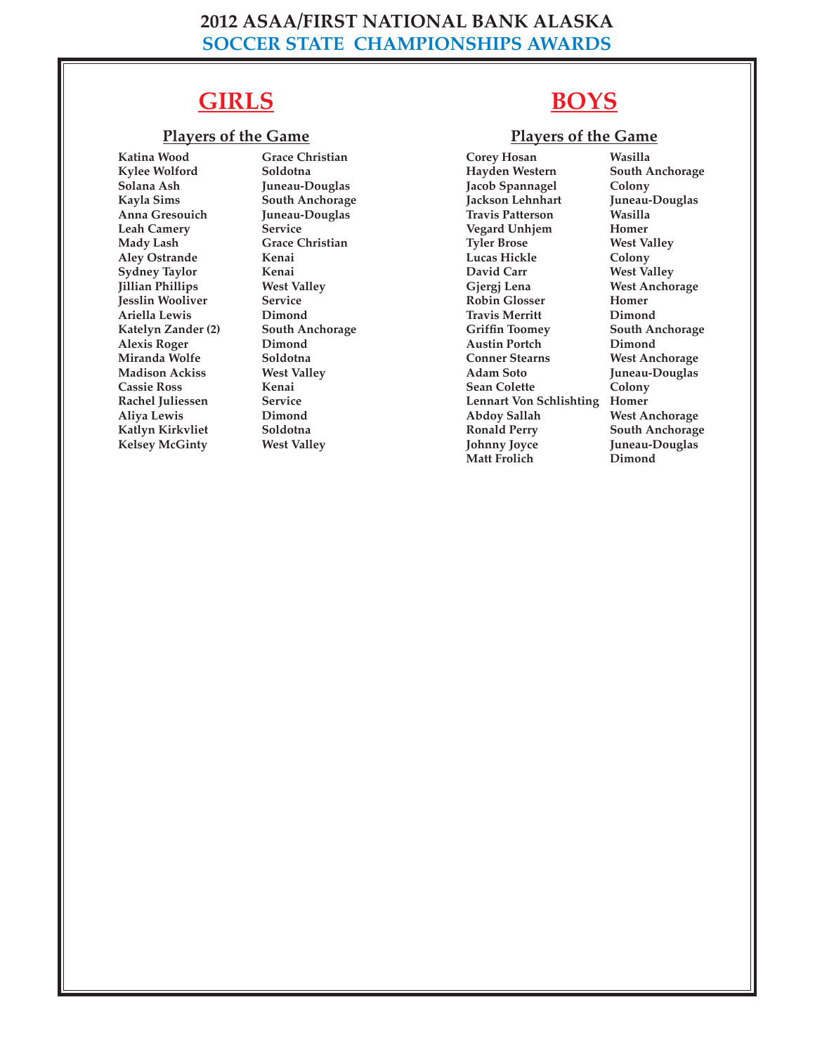# 2012 ASAA/FIRST NATIONAL BANK ALASKA
## SOCCER STATE CHAMPIONSHIPS AWARDS

## GIRLS

### Players of the Game

| | |
|---|---|
| Katina Wood | Grace Christian |
| Kylee Wolford | Soldotna |
| Solana Ash | Juneau-Douglas |
| Kayla Sims | South Anchorage |
| Anna Gresouich | Juneau-Douglas |
| Leah Camery | Service |
| Mady Lash | Grace Christian |
| Aley Ostrande | Kenai |
| Sydney Taylor | Kenai |
| Jillian Phillips | West Valley |
| Jesslin Wooliver | Service |
| Ariella Lewis | Dimond |
| Katelyn Zander (2) | South Anchorage |
| Alexis Roger | Dimond |
| Miranda Wolfe | Soldotna |
| Madison Ackiss | West Valley |
| Cassie Ross | Kenai |
| Rachel Juliessen | Service |
| Aliya Lewis | Dimond |
| Katlyn Kirkvliet | Soldotna |
| Kelsey McGinty | West Valley |

## BOYS

### Players of the Game

| | |
|---|---|
| Corey Hosan | Wasilla |
| Hayden Western | South Anchorage |
| Jacob Spannagel | Colony |
| Jackson Lehnhart | Juneau-Douglas |
| Travis Patterson | Wasilla |
| Vegard Unhjem | Homer |
| Tyler Brose | West Valley |
| Lucas Hickle | Colony |
| David Carr | West Valley |
| Gjergj Lena | West Anchorage |
| Robin Glosser | Homer |
| Travis Merritt | Dimond |
| Griffin Toomey | South Anchorage |
| Austin Portch | Dimond |
| Conner Stearns | West Anchorage |
| Adam Soto | Juneau-Douglas |
| Sean Colette | Colony |
| Lennart Von Schlishting | Homer |
| Abdoy Sallah | West Anchorage |
| Ronald Perry | South Anchorage |
| Johnny Joyce | Juneau-Douglas |
| Matt Frolich | Dimond |